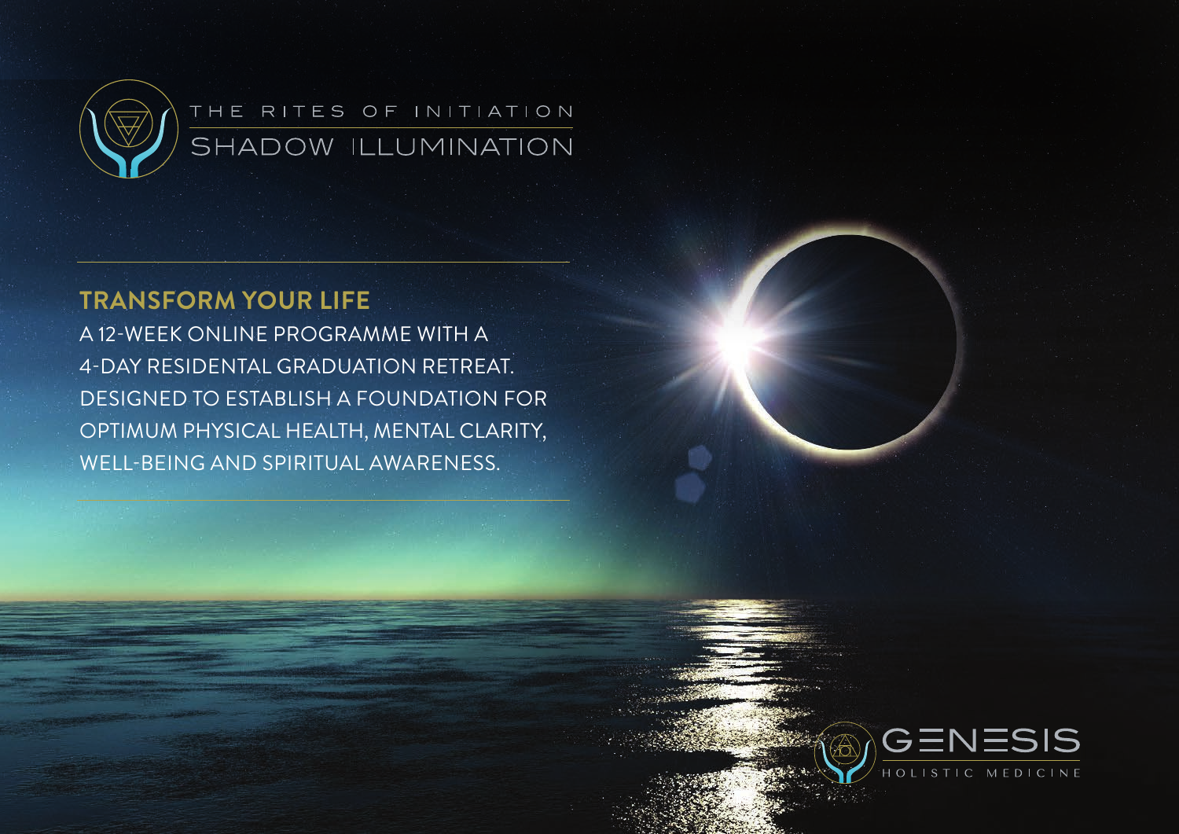THE RITES OF INITIATION

# SHADOW ILLUMINATION

## TRANSFORM YOUR LIFE

A 12-WEEK ONLINE PROGRAMME WITH A 4-DAY RESIDENTAL GRADUATION RETREAT. DESIGNED TO ESTABLISH A FOUNDATION FOR OPTIMUM PHYSICAL HEALTH, MENTAL CLARITY, WELL-BEING AND SPIRITUAL AWARENESS.

GENESIS

HOLISTIC MEDICINE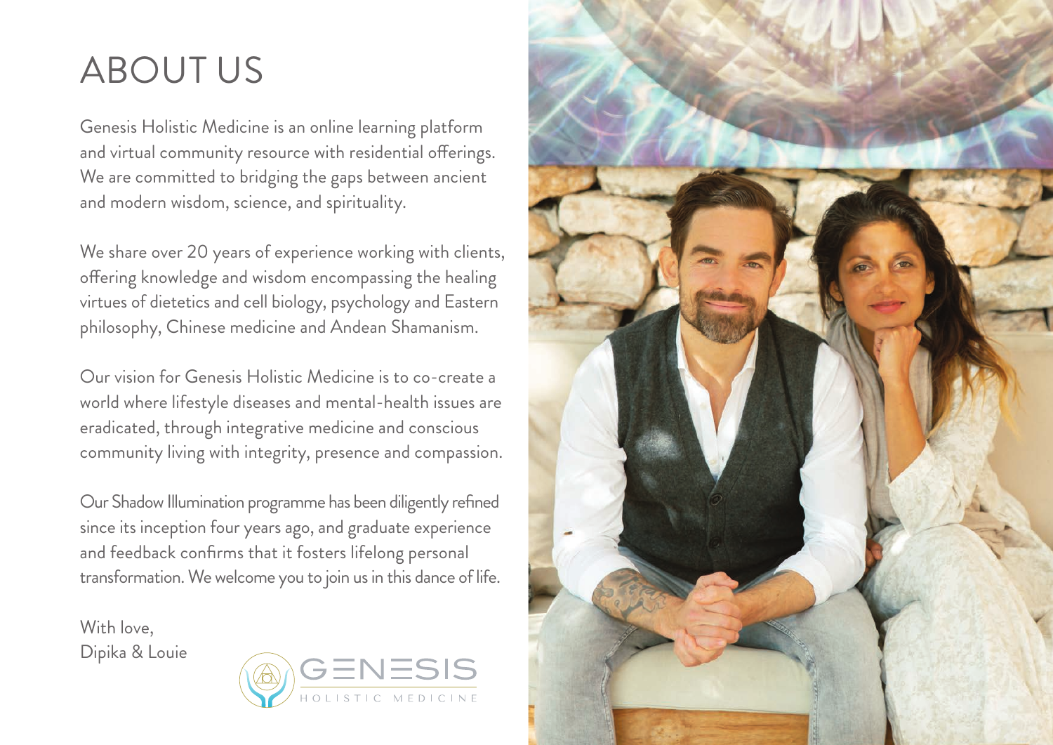# ABOUT US

Genesis Holistic Medicine is an online learning platform and virtual community resource with residential offerings. We are committed to bridging the gaps between ancient and modern wisdom, science, and spirituality.

We share over 20 years of experience working with clients, offering knowledge and wisdom encompassing the healing virtues of dietetics and cell biology, psychology and Eastern philosophy, Chinese medicine and Andean Shamanism.

Our vision for Genesis Holistic Medicine is to co-create a world where lifestyle diseases and mental-health issues are eradicated, through integrative medicine and conscious community living with integrity, presence and compassion.

Our Shadow Illumination programme has been diligently refined since its inception four years ago, and graduate experience and feedback confirms that it fosters lifelong personal transformation. We welcome you to join us in this dance of life.

With love,
Dipika & Louie

GENESIS HOLISTIC MEDICINE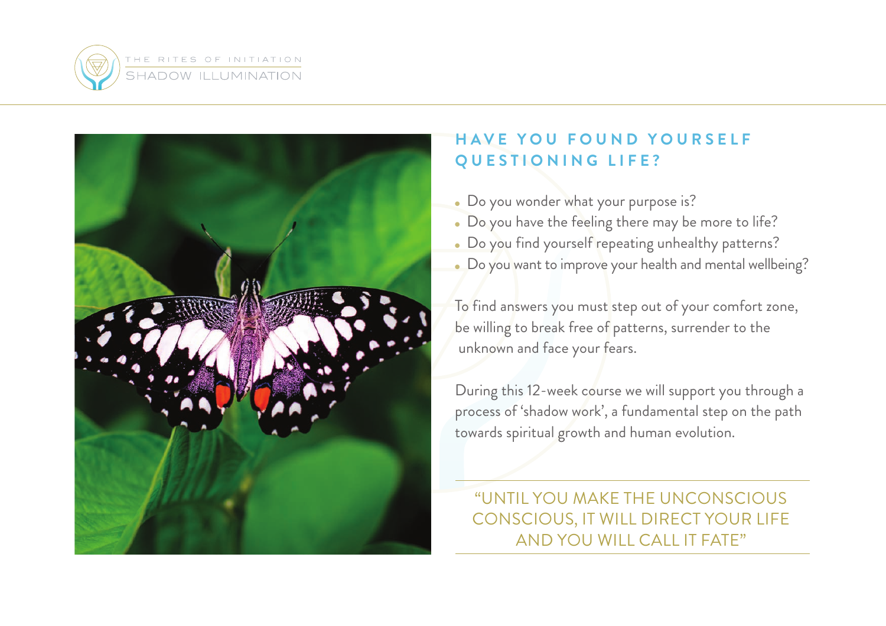## HAVE YOU FOUND YOURSELF QUESTIONING LIFE?

- Do you wonder what your purpose is?
- Do you have the feeling there may be more to life?
- Do you find yourself repeating unhealthy patterns?
- Do you want to improve your health and mental wellbeing?

To find answers you must step out of your comfort zone, be willing to break free of patterns, surrender to the unknown and face your fears.

During this 12-week course we will support you through a process of 'shadow work', a fundamental step on the path towards spiritual growth and human evolution.

> "UNTIL YOU MAKE THE UNCONSCIOUS CONSCIOUS, IT WILL DIRECT YOUR LIFE AND YOU WILL CALL IT FATE"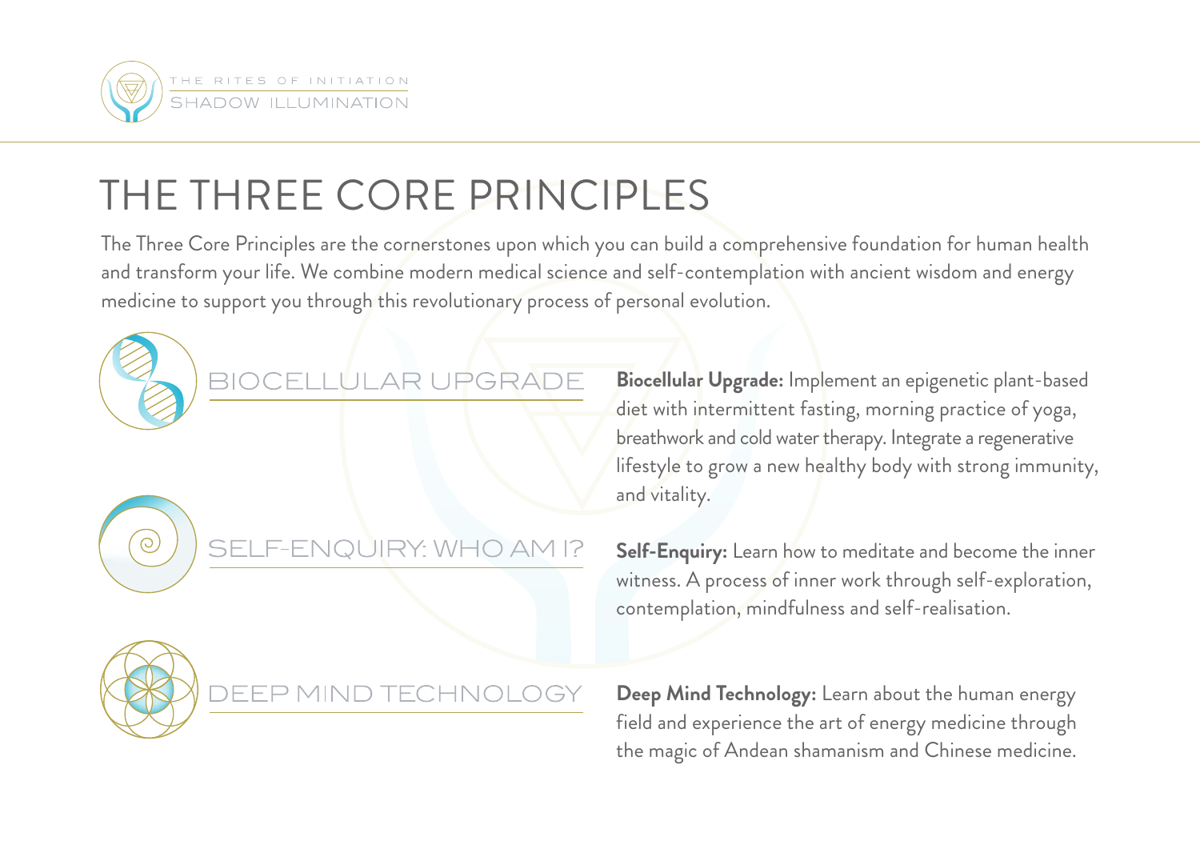# THE THREE CORE PRINCIPLES

The Three Core Principles are the cornerstones upon which you can build a comprehensive foundation for human health and transform your life. We combine modern medical science and self-contemplation with ancient wisdom and energy medicine to support you through this revolutionary process of personal evolution.

## BIOCELLULAR UPGRADE

**Biocellular Upgrade:** Implement an epigenetic plant-based diet with intermittent fasting, morning practice of yoga, breathwork and cold water therapy. Integrate a regenerative lifestyle to grow a new healthy body with strong immunity, and vitality.

## SELF-ENQUIRY: WHO AM I?

**Self-Enquiry:** Learn how to meditate and become the inner witness. A process of inner work through self-exploration, contemplation, mindfulness and self-realisation.

## DEEP MIND TECHNOLOGY

**Deep Mind Technology:** Learn about the human energy field and experience the art of energy medicine through the magic of Andean shamanism and Chinese medicine.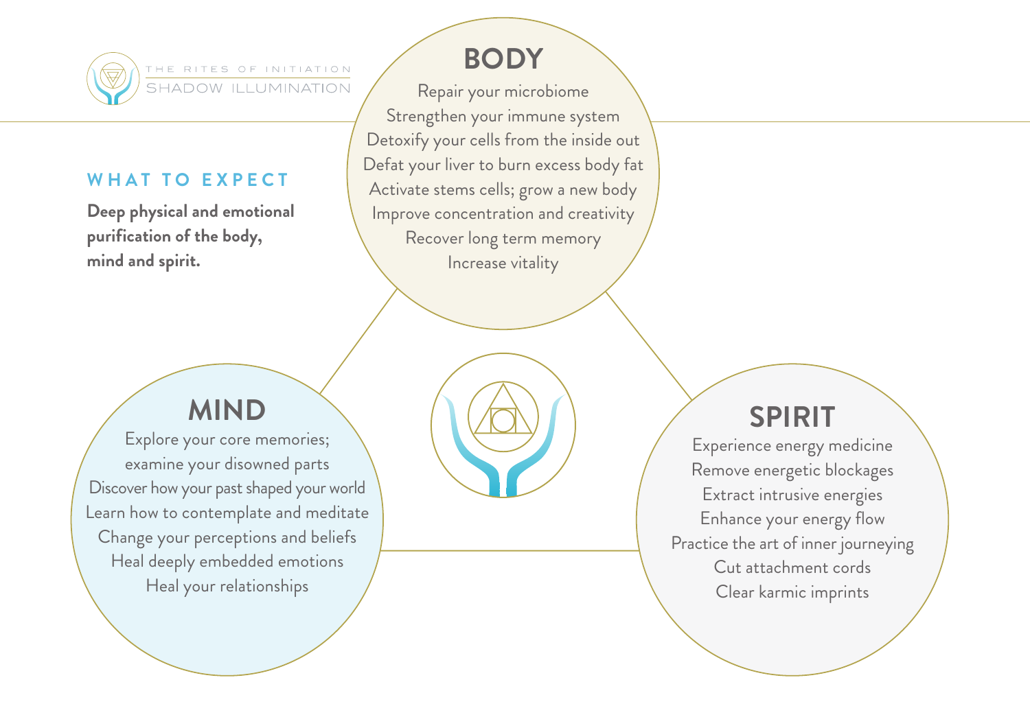THE RITES OF INITIATION
SHADOW ILLUMINATION

## WHAT TO EXPECT

**Deep physical and emotional purification of the body, mind and spirit.**

## BODY

Repair your microbiome
Strengthen your immune system
Detoxify your cells from the inside out
Defat your liver to burn excess body fat
Activate stems cells; grow a new body
Improve concentration and creativity
Recover long term memory
Increase vitality

## MIND

Explore your core memories; examine your disowned parts
Discover how your past shaped your world
Learn how to contemplate and meditate
Change your perceptions and beliefs
Heal deeply embedded emotions
Heal your relationships

## SPIRIT

Experience energy medicine
Remove energetic blockages
Extract intrusive energies
Enhance your energy flow
Practice the art of inner journeying
Cut attachment cords
Clear karmic imprints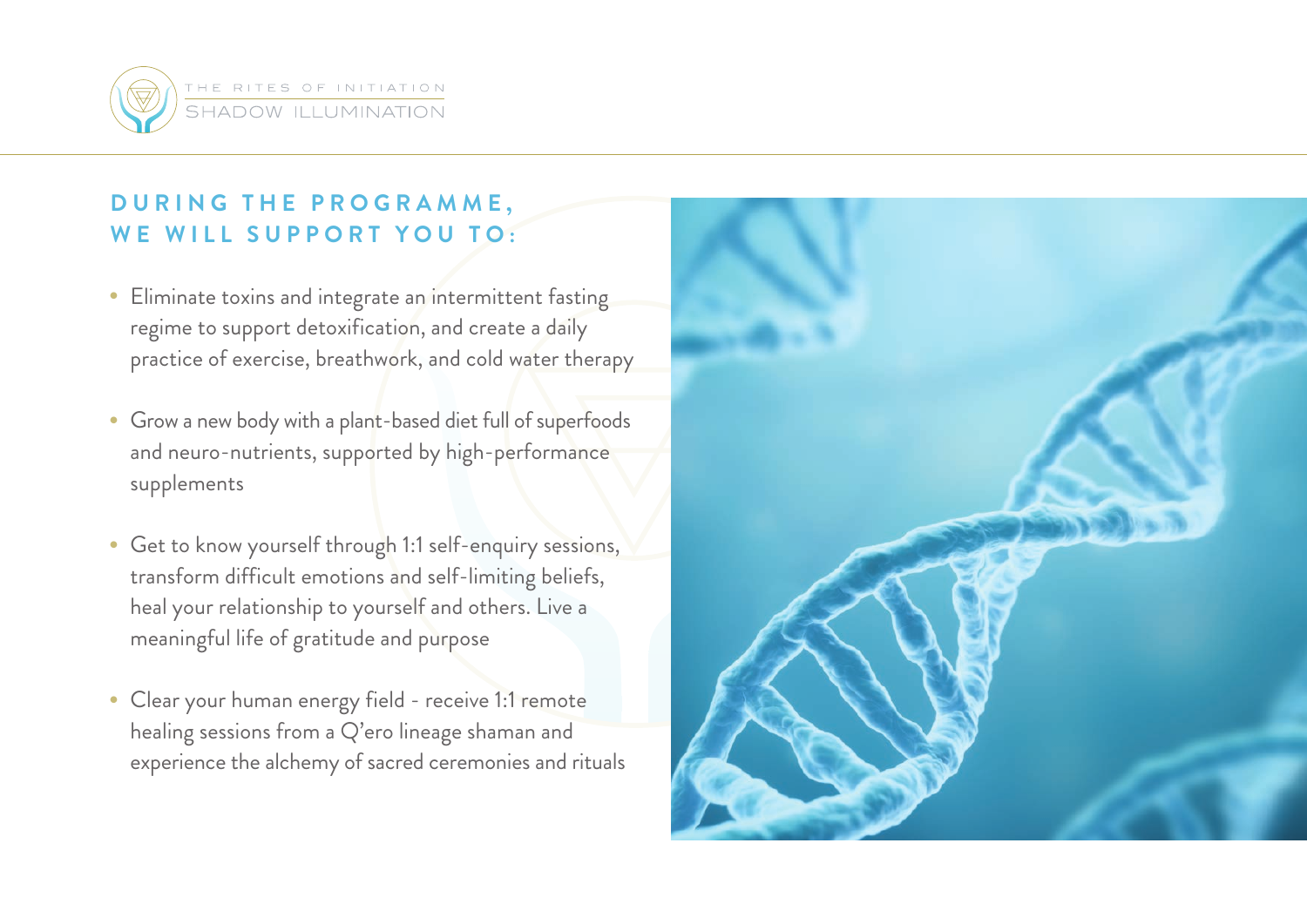## DURING THE PROGRAMME, WE WILL SUPPORT YOU TO:

- Eliminate toxins and integrate an intermittent fasting regime to support detoxification, and create a daily practice of exercise, breathwork, and cold water therapy
- Grow a new body with a plant-based diet full of superfoods and neuro-nutrients, supported by high-performance supplements
- Get to know yourself through 1:1 self-enquiry sessions, transform difficult emotions and self-limiting beliefs, heal your relationship to yourself and others. Live a meaningful life of gratitude and purpose
- Clear your human energy field - receive 1:1 remote healing sessions from a Q'ero lineage shaman and experience the alchemy of sacred ceremonies and rituals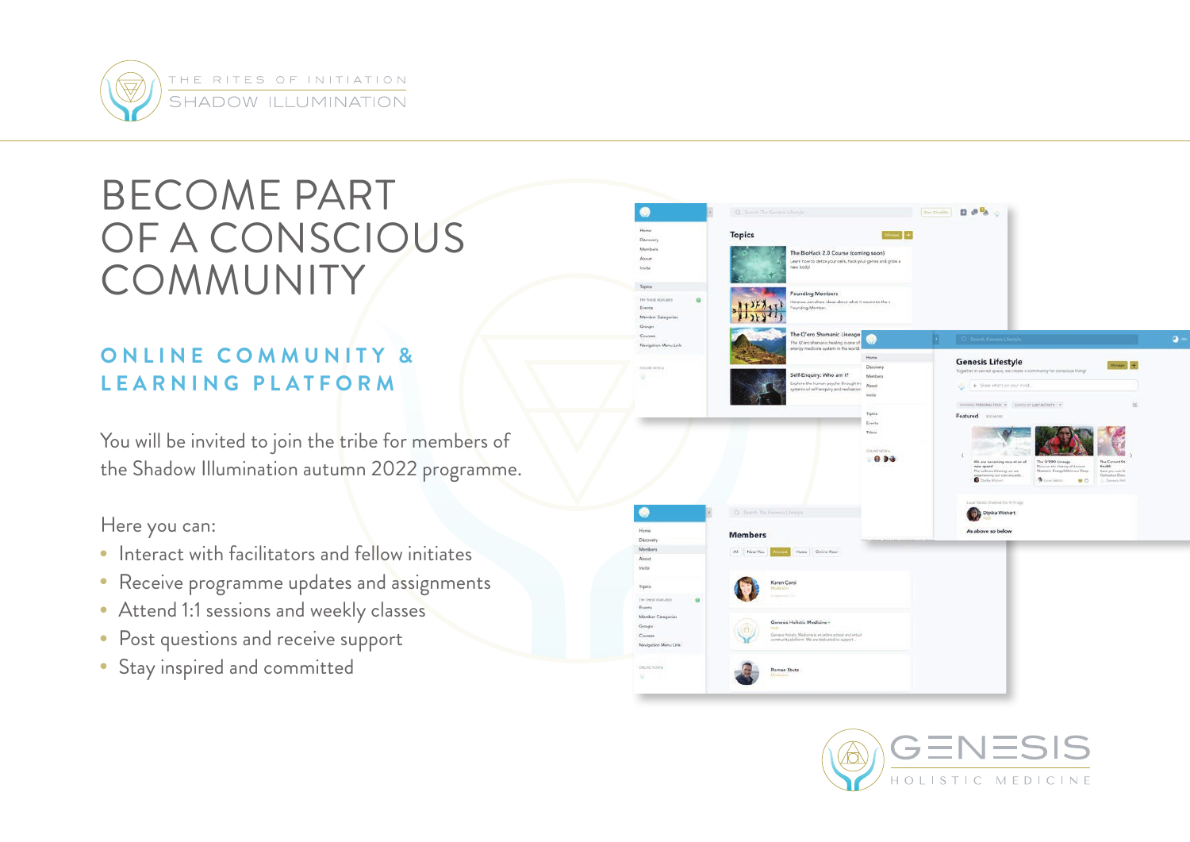THE RITES OF INITIATION
SHADOW ILLUMINATION

# BECOME PART OF A CONSCIOUS COMMUNITY

## ONLINE COMMUNITY & LEARNING PLATFORM

You will be invited to join the tribe for members of the Shadow Illumination autumn 2022 programme.

Here you can:

- Interact with facilitators and fellow initiates
- Receive programme updates and assignments
- Attend 1:1 sessions and weekly classes
- Post questions and receive support
- Stay inspired and committed

GENESIS
HOLISTIC MEDICINE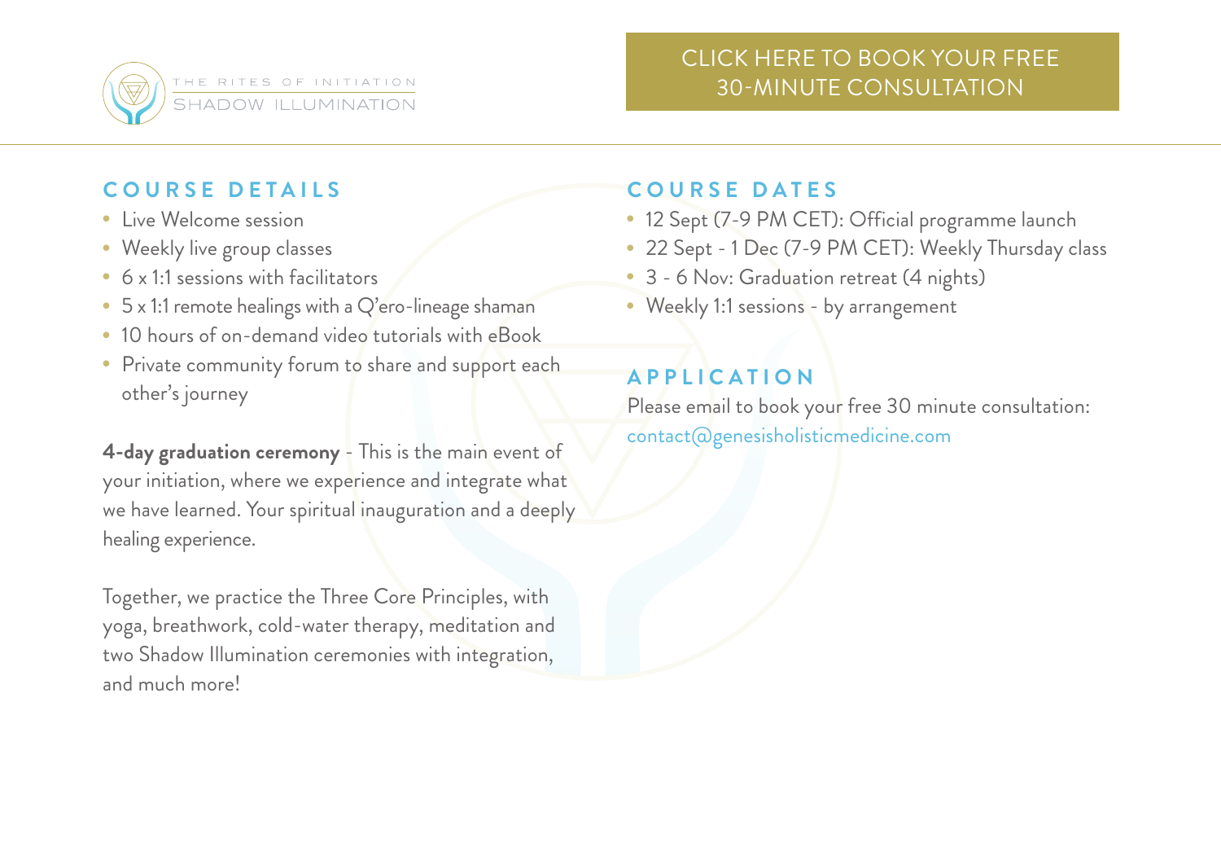THE RITES OF INITIATION
SHADOW ILLUMINATION

CLICK HERE TO BOOK YOUR FREE 30-MINUTE CONSULTATION

## COURSE DETAILS

- Live Welcome session
- Weekly live group classes
- 6 x 1:1 sessions with facilitators
- 5 x 1:1 remote healings with a Q'ero-lineage shaman
- 10 hours of on-demand video tutorials with eBook
- Private community forum to share and support each other's journey

**4-day graduation ceremony** - This is the main event of your initiation, where we experience and integrate what we have learned. Your spiritual inauguration and a deeply healing experience.

Together, we practice the Three Core Principles, with yoga, breathwork, cold-water therapy, meditation and two Shadow Illumination ceremonies with integration, and much more!

## COURSE DATES

- 12 Sept (7-9 PM CET): Official programme launch
- 22 Sept - 1 Dec (7-9 PM CET): Weekly Thursday class
- 3 - 6 Nov: Graduation retreat (4 nights)
- Weekly 1:1 sessions - by arrangement

## APPLICATION

Please email to book your free 30 minute consultation:
contact@genesisholisticmedicine.com